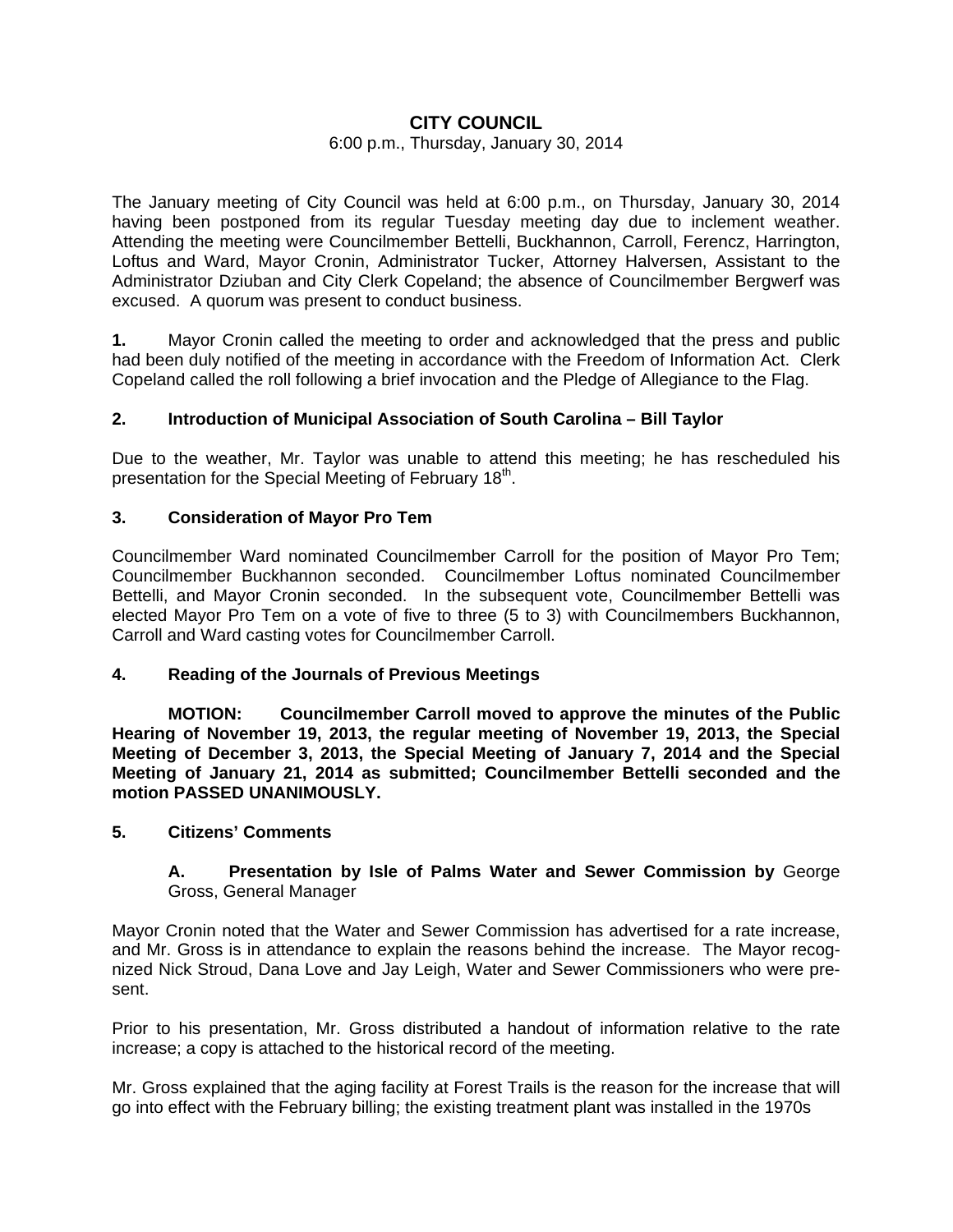# CITY COUNCIL

6:00 p.m., Thursday, January 30, 2014

The January meeting of City Council was held at 6:00 p.m., on Thursday, January 30, 2014 having been postponed from its regular Tuesday meeting day due to inclement weather. Attending the meeting were Councilmember Bettelli, Buckhannon, Carroll, Ferencz, Harrington, Loftus and Ward, Mayor Cronin, Administrator Tucker, Attorney Halversen, Assistant to the Administrator Dziuban and City Clerk Copeland; the absence of Councilmember Bergwerf was excused. A quorum was present to conduct business.

**1.** Mayor Cronin called the meeting to order and acknowledged that the press and public had been duly notified of the meeting in accordance with the Freedom of Information Act. Clerk Copeland called the roll following a brief invocation and the Pledge of Allegiance to the Flag.

## 2. Introduction of Municipal Association of South Carolina – Bill Taylor

Due to the weather, Mr. Taylor was unable to attend this meeting; he has rescheduled his presentation for the Special Meeting of February 18th.

## 3. Consideration of Mayor Pro Tem

Councilmember Ward nominated Councilmember Carroll for the position of Mayor Pro Tem; Councilmember Buckhannon seconded. Councilmember Loftus nominated Councilmember Bettelli, and Mayor Cronin seconded. In the subsequent vote, Councilmember Bettelli was elected Mayor Pro Tem on a vote of five to three (5 to 3) with Councilmembers Buckhannon, Carroll and Ward casting votes for Councilmember Carroll.

## 4. Reading of the Journals of Previous Meetings

**MOTION: Councilmember Carroll moved to approve the minutes of the Public Hearing of November 19, 2013, the regular meeting of November 19, 2013, the Special Meeting of December 3, 2013, the Special Meeting of January 7, 2014 and the Special Meeting of January 21, 2014 as submitted; Councilmember Bettelli seconded and the motion PASSED UNANIMOUSLY.**

## 5. Citizens' Comments

**A. Presentation by Isle of Palms Water and Sewer Commission by** George Gross, General Manager

Mayor Cronin noted that the Water and Sewer Commission has advertised for a rate increase, and Mr. Gross is in attendance to explain the reasons behind the increase. The Mayor recognized Nick Stroud, Dana Love and Jay Leigh, Water and Sewer Commissioners who were present.

Prior to his presentation, Mr. Gross distributed a handout of information relative to the rate increase; a copy is attached to the historical record of the meeting.

Mr. Gross explained that the aging facility at Forest Trails is the reason for the increase that will go into effect with the February billing; the existing treatment plant was installed in the 1970s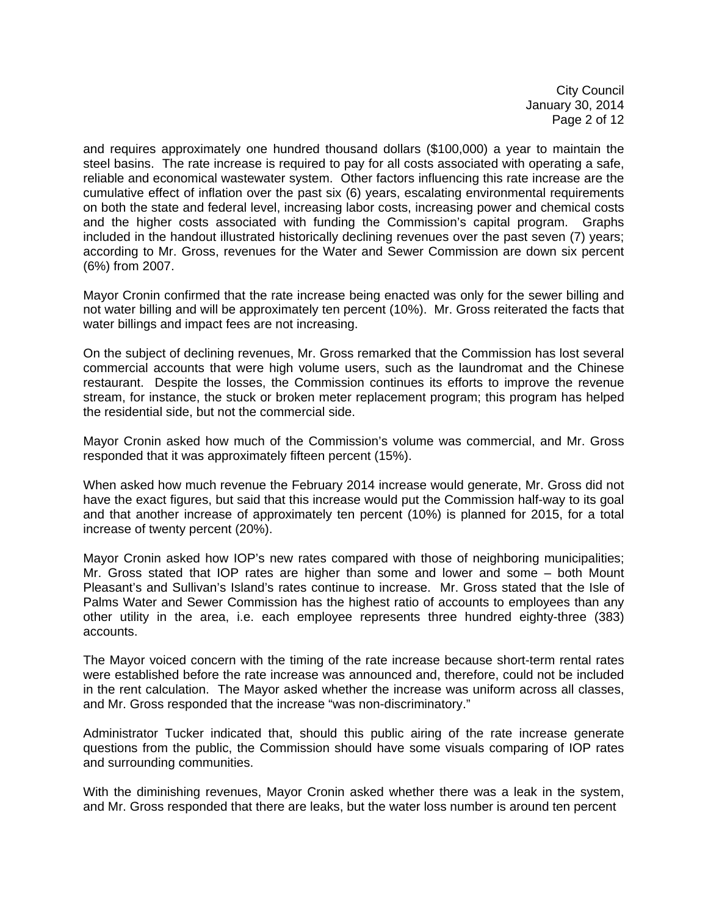and requires approximately one hundred thousand dollars ($100,000) a year to maintain the steel basins. The rate increase is required to pay for all costs associated with operating a safe, reliable and economical wastewater system. Other factors influencing this rate increase are the cumulative effect of inflation over the past six (6) years, escalating environmental requirements on both the state and federal level, increasing labor costs, increasing power and chemical costs and the higher costs associated with funding the Commission's capital program. Graphs included in the handout illustrated historically declining revenues over the past seven (7) years; according to Mr. Gross, revenues for the Water and Sewer Commission are down six percent (6%) from 2007.

Mayor Cronin confirmed that the rate increase being enacted was only for the sewer billing and not water billing and will be approximately ten percent (10%). Mr. Gross reiterated the facts that water billings and impact fees are not increasing.

On the subject of declining revenues, Mr. Gross remarked that the Commission has lost several commercial accounts that were high volume users, such as the laundromat and the Chinese restaurant. Despite the losses, the Commission continues its efforts to improve the revenue stream, for instance, the stuck or broken meter replacement program; this program has helped the residential side, but not the commercial side.

Mayor Cronin asked how much of the Commission's volume was commercial, and Mr. Gross responded that it was approximately fifteen percent (15%).

When asked how much revenue the February 2014 increase would generate, Mr. Gross did not have the exact figures, but said that this increase would put the Commission half-way to its goal and that another increase of approximately ten percent (10%) is planned for 2015, for a total increase of twenty percent (20%).

Mayor Cronin asked how IOP's new rates compared with those of neighboring municipalities; Mr. Gross stated that IOP rates are higher than some and lower and some – both Mount Pleasant's and Sullivan's Island's rates continue to increase. Mr. Gross stated that the Isle of Palms Water and Sewer Commission has the highest ratio of accounts to employees than any other utility in the area, i.e. each employee represents three hundred eighty-three (383) accounts.

The Mayor voiced concern with the timing of the rate increase because short-term rental rates were established before the rate increase was announced and, therefore, could not be included in the rent calculation. The Mayor asked whether the increase was uniform across all classes, and Mr. Gross responded that the increase "was non-discriminatory."

Administrator Tucker indicated that, should this public airing of the rate increase generate questions from the public, the Commission should have some visuals comparing of IOP rates and surrounding communities.

With the diminishing revenues, Mayor Cronin asked whether there was a leak in the system, and Mr. Gross responded that there are leaks, but the water loss number is around ten percent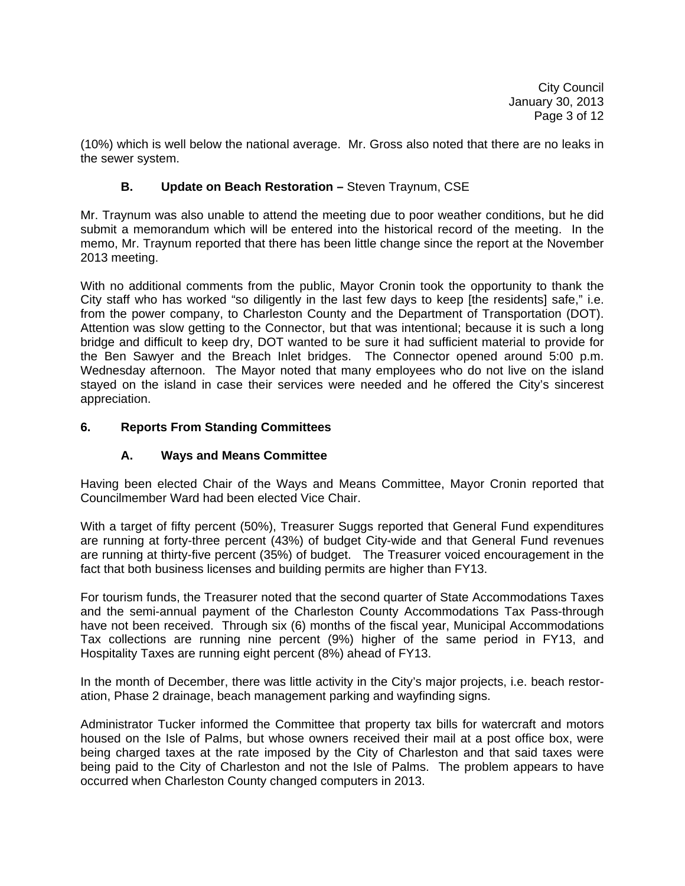(10%) which is well below the national average. Mr. Gross also noted that there are no leaks in the sewer system.

### B. Update on Beach Restoration – Steven Traynum, CSE

Mr. Traynum was also unable to attend the meeting due to poor weather conditions, but he did submit a memorandum which will be entered into the historical record of the meeting. In the memo, Mr. Traynum reported that there has been little change since the report at the November 2013 meeting.

With no additional comments from the public, Mayor Cronin took the opportunity to thank the City staff who has worked "so diligently in the last few days to keep [the residents] safe," i.e. from the power company, to Charleston County and the Department of Transportation (DOT). Attention was slow getting to the Connector, but that was intentional; because it is such a long bridge and difficult to keep dry, DOT wanted to be sure it had sufficient material to provide for the Ben Sawyer and the Breach Inlet bridges. The Connector opened around 5:00 p.m. Wednesday afternoon. The Mayor noted that many employees who do not live on the island stayed on the island in case their services were needed and he offered the City's sincerest appreciation.

## 6. Reports From Standing Committees

### A. Ways and Means Committee

Having been elected Chair of the Ways and Means Committee, Mayor Cronin reported that Councilmember Ward had been elected Vice Chair.

With a target of fifty percent (50%), Treasurer Suggs reported that General Fund expenditures are running at forty-three percent (43%) of budget City-wide and that General Fund revenues are running at thirty-five percent (35%) of budget. The Treasurer voiced encouragement in the fact that both business licenses and building permits are higher than FY13.

For tourism funds, the Treasurer noted that the second quarter of State Accommodations Taxes and the semi-annual payment of the Charleston County Accommodations Tax Pass-through have not been received. Through six (6) months of the fiscal year, Municipal Accommodations Tax collections are running nine percent (9%) higher of the same period in FY13, and Hospitality Taxes are running eight percent (8%) ahead of FY13.

In the month of December, there was little activity in the City's major projects, i.e. beach restoration, Phase 2 drainage, beach management parking and wayfinding signs.

Administrator Tucker informed the Committee that property tax bills for watercraft and motors housed on the Isle of Palms, but whose owners received their mail at a post office box, were being charged taxes at the rate imposed by the City of Charleston and that said taxes were being paid to the City of Charleston and not the Isle of Palms. The problem appears to have occurred when Charleston County changed computers in 2013.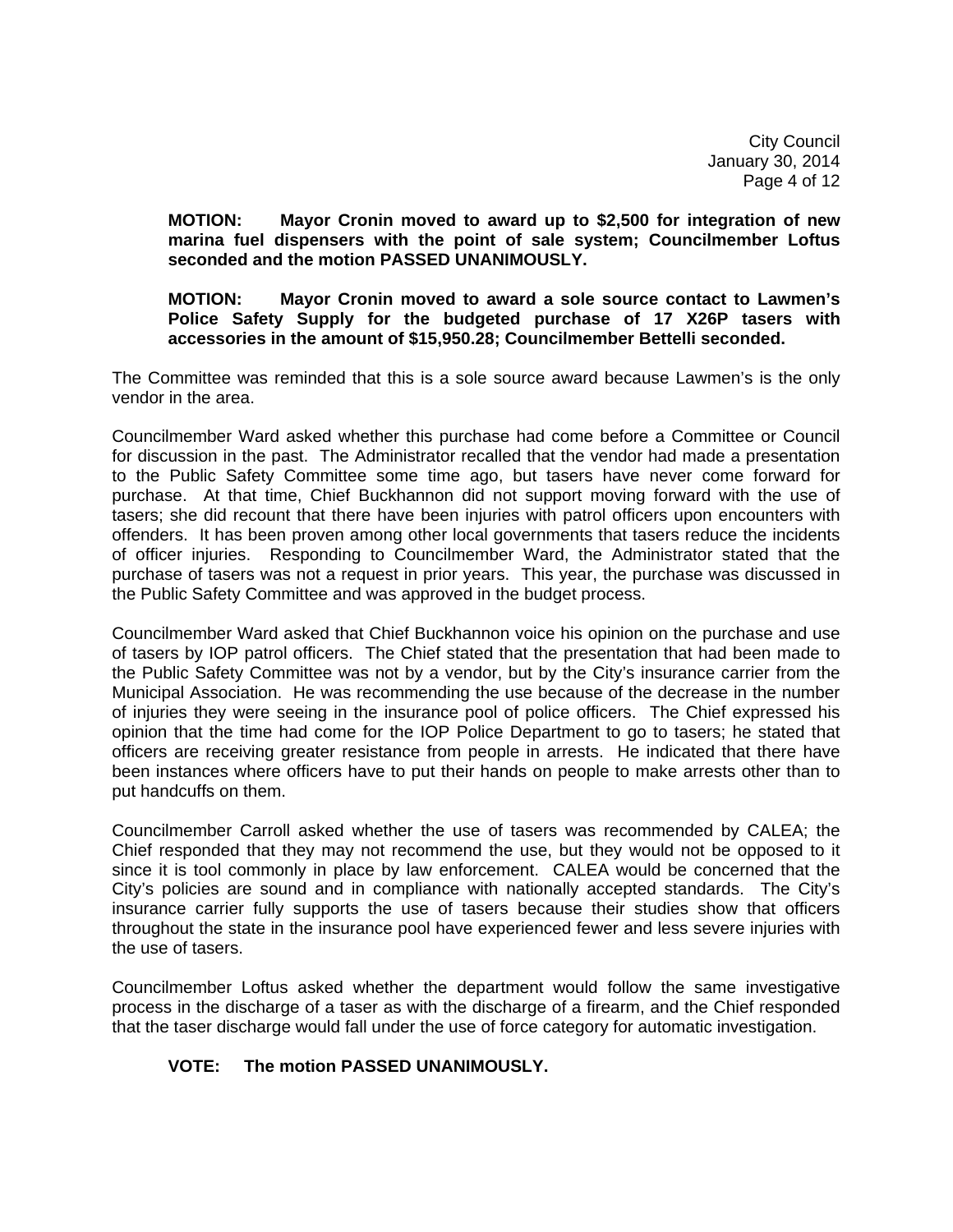**MOTION: Mayor Cronin moved to award up to $2,500 for integration of new marina fuel dispensers with the point of sale system; Councilmember Loftus seconded and the motion PASSED UNANIMOUSLY.**

**MOTION: Mayor Cronin moved to award a sole source contact to Lawmen's Police Safety Supply for the budgeted purchase of 17 X26P tasers with accessories in the amount of $15,950.28; Councilmember Bettelli seconded.**

The Committee was reminded that this is a sole source award because Lawmen's is the only vendor in the area.

Councilmember Ward asked whether this purchase had come before a Committee or Council for discussion in the past. The Administrator recalled that the vendor had made a presentation to the Public Safety Committee some time ago, but tasers have never come forward for purchase. At that time, Chief Buckhannon did not support moving forward with the use of tasers; she did recount that there have been injuries with patrol officers upon encounters with offenders. It has been proven among other local governments that tasers reduce the incidents of officer injuries. Responding to Councilmember Ward, the Administrator stated that the purchase of tasers was not a request in prior years. This year, the purchase was discussed in the Public Safety Committee and was approved in the budget process.

Councilmember Ward asked that Chief Buckhannon voice his opinion on the purchase and use of tasers by IOP patrol officers. The Chief stated that the presentation that had been made to the Public Safety Committee was not by a vendor, but by the City's insurance carrier from the Municipal Association. He was recommending the use because of the decrease in the number of injuries they were seeing in the insurance pool of police officers. The Chief expressed his opinion that the time had come for the IOP Police Department to go to tasers; he stated that officers are receiving greater resistance from people in arrests. He indicated that there have been instances where officers have to put their hands on people to make arrests other than to put handcuffs on them.

Councilmember Carroll asked whether the use of tasers was recommended by CALEA; the Chief responded that they may not recommend the use, but they would not be opposed to it since it is tool commonly in place by law enforcement. CALEA would be concerned that the City's policies are sound and in compliance with nationally accepted standards. The City's insurance carrier fully supports the use of tasers because their studies show that officers throughout the state in the insurance pool have experienced fewer and less severe injuries with the use of tasers.

Councilmember Loftus asked whether the department would follow the same investigative process in the discharge of a taser as with the discharge of a firearm, and the Chief responded that the taser discharge would fall under the use of force category for automatic investigation.

**VOTE: The motion PASSED UNANIMOUSLY.**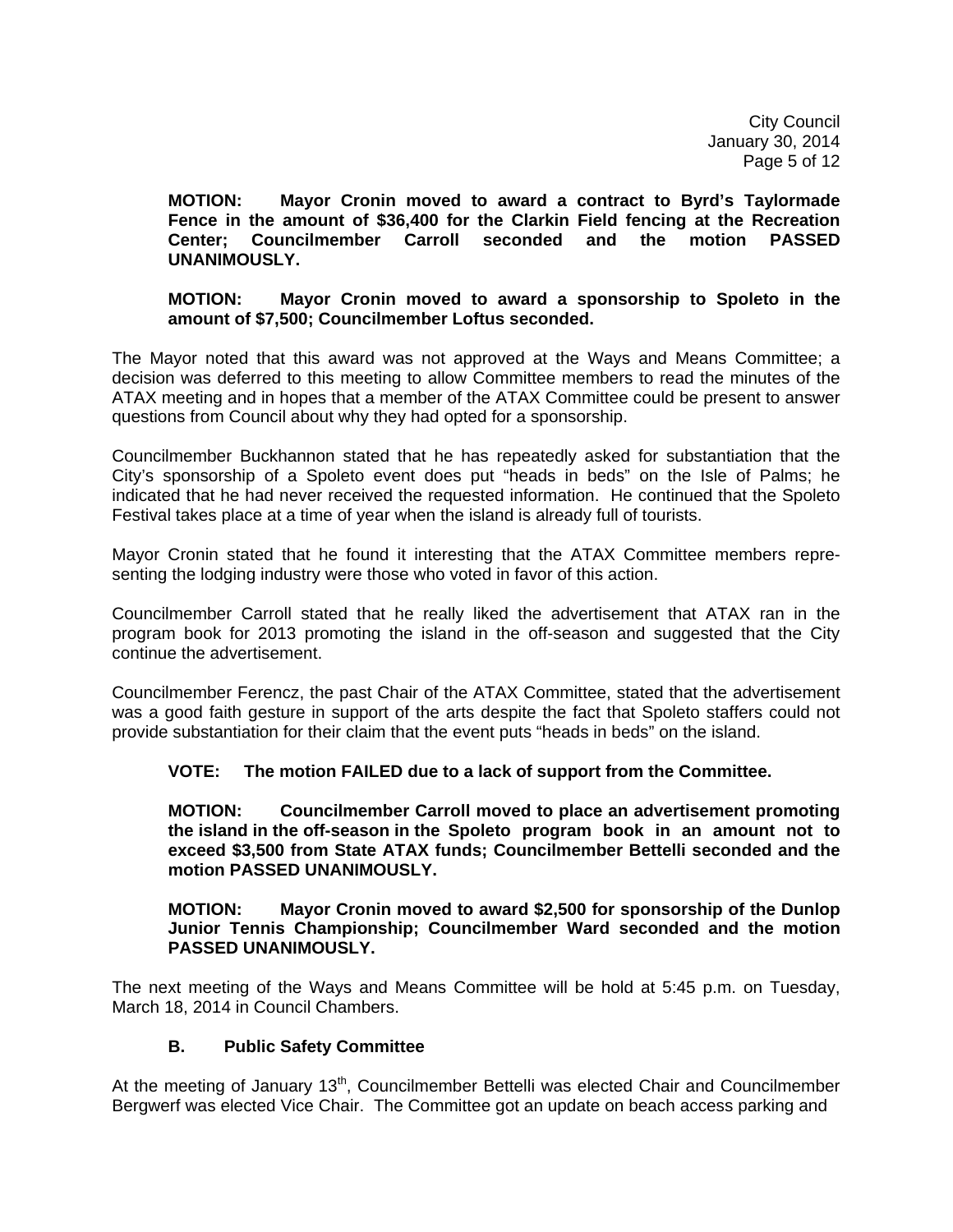**MOTION: Mayor Cronin moved to award a contract to Byrd's Taylormade Fence in the amount of $36,400 for the Clarkin Field fencing at the Recreation Center; Councilmember Carroll seconded and the motion PASSED UNANIMOUSLY.**

**MOTION: Mayor Cronin moved to award a sponsorship to Spoleto in the amount of $7,500; Councilmember Loftus seconded.**

The Mayor noted that this award was not approved at the Ways and Means Committee; a decision was deferred to this meeting to allow Committee members to read the minutes of the ATAX meeting and in hopes that a member of the ATAX Committee could be present to answer questions from Council about why they had opted for a sponsorship.

Councilmember Buckhannon stated that he has repeatedly asked for substantiation that the City's sponsorship of a Spoleto event does put "heads in beds" on the Isle of Palms; he indicated that he had never received the requested information. He continued that the Spoleto Festival takes place at a time of year when the island is already full of tourists.

Mayor Cronin stated that he found it interesting that the ATAX Committee members representing the lodging industry were those who voted in favor of this action.

Councilmember Carroll stated that he really liked the advertisement that ATAX ran in the program book for 2013 promoting the island in the off-season and suggested that the City continue the advertisement.

Councilmember Ferencz, the past Chair of the ATAX Committee, stated that the advertisement was a good faith gesture in support of the arts despite the fact that Spoleto staffers could not provide substantiation for their claim that the event puts "heads in beds" on the island.

**VOTE: The motion FAILED due to a lack of support from the Committee.**

**MOTION: Councilmember Carroll moved to place an advertisement promoting the island in the off-season in the Spoleto program book in an amount not to exceed $3,500 from State ATAX funds; Councilmember Bettelli seconded and the motion PASSED UNANIMOUSLY.**

**MOTION: Mayor Cronin moved to award $2,500 for sponsorship of the Dunlop Junior Tennis Championship; Councilmember Ward seconded and the motion PASSED UNANIMOUSLY.**

The next meeting of the Ways and Means Committee will be hold at 5:45 p.m. on Tuesday, March 18, 2014 in Council Chambers.

### B. Public Safety Committee

At the meeting of January 13th, Councilmember Bettelli was elected Chair and Councilmember Bergwerf was elected Vice Chair. The Committee got an update on beach access parking and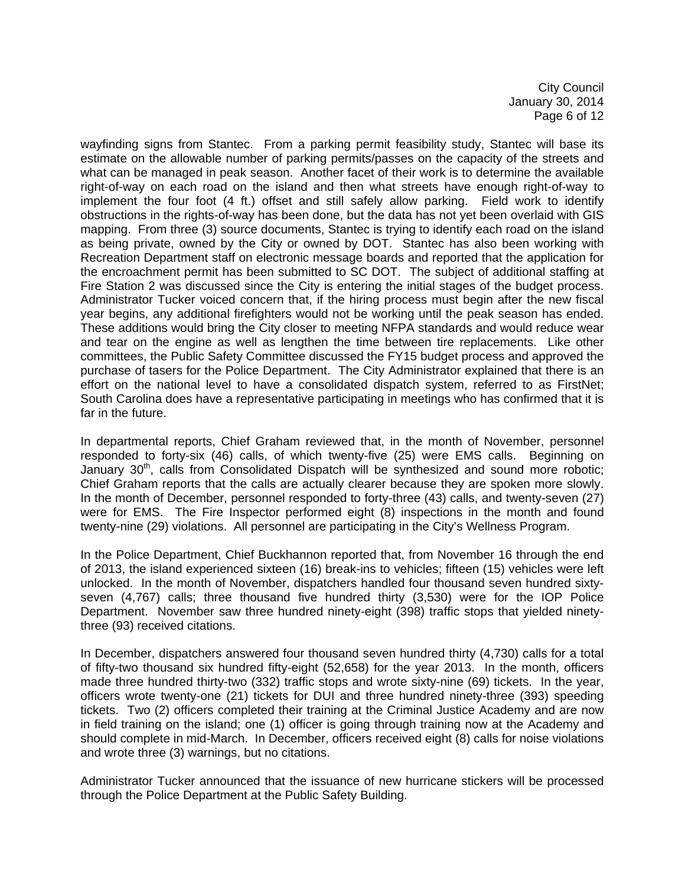wayfinding signs from Stantec. From a parking permit feasibility study, Stantec will base its estimate on the allowable number of parking permits/passes on the capacity of the streets and what can be managed in peak season. Another facet of their work is to determine the available right-of-way on each road on the island and then what streets have enough right-of-way to implement the four foot (4 ft.) offset and still safely allow parking. Field work to identify obstructions in the rights-of-way has been done, but the data has not yet been overlaid with GIS mapping. From three (3) source documents, Stantec is trying to identify each road on the island as being private, owned by the City or owned by DOT. Stantec has also been working with Recreation Department staff on electronic message boards and reported that the application for the encroachment permit has been submitted to SC DOT. The subject of additional staffing at Fire Station 2 was discussed since the City is entering the initial stages of the budget process. Administrator Tucker voiced concern that, if the hiring process must begin after the new fiscal year begins, any additional firefighters would not be working until the peak season has ended. These additions would bring the City closer to meeting NFPA standards and would reduce wear and tear on the engine as well as lengthen the time between tire replacements. Like other committees, the Public Safety Committee discussed the FY15 budget process and approved the purchase of tasers for the Police Department. The City Administrator explained that there is an effort on the national level to have a consolidated dispatch system, referred to as FirstNet; South Carolina does have a representative participating in meetings who has confirmed that it is far in the future.

In departmental reports, Chief Graham reviewed that, in the month of November, personnel responded to forty-six (46) calls, of which twenty-five (25) were EMS calls. Beginning on January 30th, calls from Consolidated Dispatch will be synthesized and sound more robotic; Chief Graham reports that the calls are actually clearer because they are spoken more slowly. In the month of December, personnel responded to forty-three (43) calls, and twenty-seven (27) were for EMS. The Fire Inspector performed eight (8) inspections in the month and found twenty-nine (29) violations. All personnel are participating in the City's Wellness Program.

In the Police Department, Chief Buckhannon reported that, from November 16 through the end of 2013, the island experienced sixteen (16) break-ins to vehicles; fifteen (15) vehicles were left unlocked. In the month of November, dispatchers handled four thousand seven hundred sixty-seven (4,767) calls; three thousand five hundred thirty (3,530) were for the IOP Police Department. November saw three hundred ninety-eight (398) traffic stops that yielded ninety-three (93) received citations.

In December, dispatchers answered four thousand seven hundred thirty (4,730) calls for a total of fifty-two thousand six hundred fifty-eight (52,658) for the year 2013. In the month, officers made three hundred thirty-two (332) traffic stops and wrote sixty-nine (69) tickets. In the year, officers wrote twenty-one (21) tickets for DUI and three hundred ninety-three (393) speeding tickets. Two (2) officers completed their training at the Criminal Justice Academy and are now in field training on the island; one (1) officer is going through training now at the Academy and should complete in mid-March. In December, officers received eight (8) calls for noise violations and wrote three (3) warnings, but no citations.

Administrator Tucker announced that the issuance of new hurricane stickers will be processed through the Police Department at the Public Safety Building.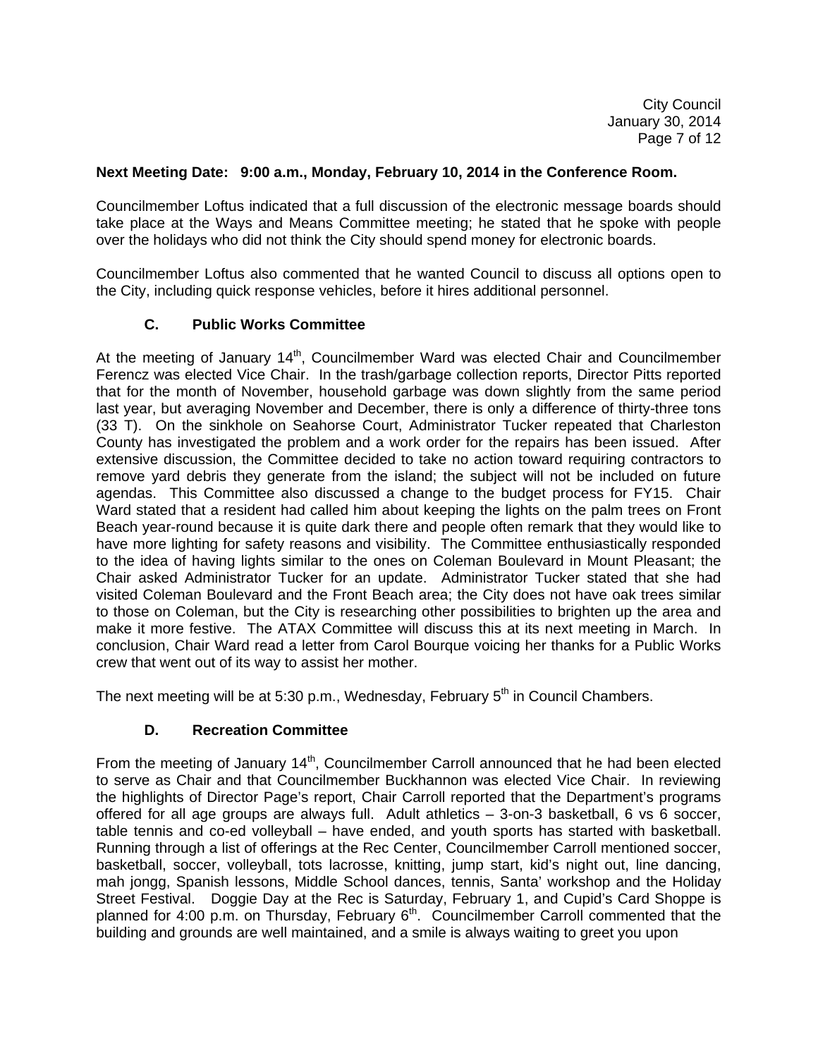**Next Meeting Date: 9:00 a.m., Monday, February 10, 2014 in the Conference Room.**

Councilmember Loftus indicated that a full discussion of the electronic message boards should take place at the Ways and Means Committee meeting; he stated that he spoke with people over the holidays who did not think the City should spend money for electronic boards.

Councilmember Loftus also commented that he wanted Council to discuss all options open to the City, including quick response vehicles, before it hires additional personnel.

### C. Public Works Committee

At the meeting of January 14th, Councilmember Ward was elected Chair and Councilmember Ferencz was elected Vice Chair. In the trash/garbage collection reports, Director Pitts reported that for the month of November, household garbage was down slightly from the same period last year, but averaging November and December, there is only a difference of thirty-three tons (33 T). On the sinkhole on Seahorse Court, Administrator Tucker repeated that Charleston County has investigated the problem and a work order for the repairs has been issued. After extensive discussion, the Committee decided to take no action toward requiring contractors to remove yard debris they generate from the island; the subject will not be included on future agendas. This Committee also discussed a change to the budget process for FY15. Chair Ward stated that a resident had called him about keeping the lights on the palm trees on Front Beach year-round because it is quite dark there and people often remark that they would like to have more lighting for safety reasons and visibility. The Committee enthusiastically responded to the idea of having lights similar to the ones on Coleman Boulevard in Mount Pleasant; the Chair asked Administrator Tucker for an update. Administrator Tucker stated that she had visited Coleman Boulevard and the Front Beach area; the City does not have oak trees similar to those on Coleman, but the City is researching other possibilities to brighten up the area and make it more festive. The ATAX Committee will discuss this at its next meeting in March. In conclusion, Chair Ward read a letter from Carol Bourque voicing her thanks for a Public Works crew that went out of its way to assist her mother.

The next meeting will be at 5:30 p.m., Wednesday, February 5th in Council Chambers.

### D. Recreation Committee

From the meeting of January 14th, Councilmember Carroll announced that he had been elected to serve as Chair and that Councilmember Buckhannon was elected Vice Chair. In reviewing the highlights of Director Page's report, Chair Carroll reported that the Department's programs offered for all age groups are always full. Adult athletics – 3-on-3 basketball, 6 vs 6 soccer, table tennis and co-ed volleyball – have ended, and youth sports has started with basketball. Running through a list of offerings at the Rec Center, Councilmember Carroll mentioned soccer, basketball, soccer, volleyball, tots lacrosse, knitting, jump start, kid's night out, line dancing, mah jongg, Spanish lessons, Middle School dances, tennis, Santa' workshop and the Holiday Street Festival. Doggie Day at the Rec is Saturday, February 1, and Cupid's Card Shoppe is planned for 4:00 p.m. on Thursday, February 6th. Councilmember Carroll commented that the building and grounds are well maintained, and a smile is always waiting to greet you upon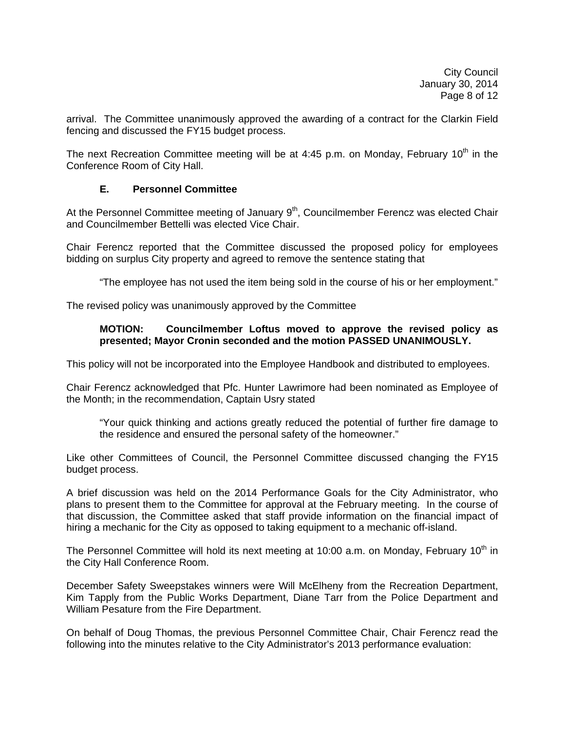arrival. The Committee unanimously approved the awarding of a contract for the Clarkin Field fencing and discussed the FY15 budget process.

The next Recreation Committee meeting will be at 4:45 p.m. on Monday, February 10th in the Conference Room of City Hall.

### E. Personnel Committee

At the Personnel Committee meeting of January 9th, Councilmember Ferencz was elected Chair and Councilmember Bettelli was elected Vice Chair.

Chair Ferencz reported that the Committee discussed the proposed policy for employees bidding on surplus City property and agreed to remove the sentence stating that

> "The employee has not used the item being sold in the course of his or her employment."

The revised policy was unanimously approved by the Committee

> **MOTION: Councilmember Loftus moved to approve the revised policy as presented; Mayor Cronin seconded and the motion PASSED UNANIMOUSLY.**

This policy will not be incorporated into the Employee Handbook and distributed to employees.

Chair Ferencz acknowledged that Pfc. Hunter Lawrimore had been nominated as Employee of the Month; in the recommendation, Captain Usry stated

> "Your quick thinking and actions greatly reduced the potential of further fire damage to the residence and ensured the personal safety of the homeowner."

Like other Committees of Council, the Personnel Committee discussed changing the FY15 budget process.

A brief discussion was held on the 2014 Performance Goals for the City Administrator, who plans to present them to the Committee for approval at the February meeting. In the course of that discussion, the Committee asked that staff provide information on the financial impact of hiring a mechanic for the City as opposed to taking equipment to a mechanic off-island.

The Personnel Committee will hold its next meeting at 10:00 a.m. on Monday, February 10th in the City Hall Conference Room.

December Safety Sweepstakes winners were Will McElheny from the Recreation Department, Kim Tapply from the Public Works Department, Diane Tarr from the Police Department and William Pesature from the Fire Department.

On behalf of Doug Thomas, the previous Personnel Committee Chair, Chair Ferencz read the following into the minutes relative to the City Administrator's 2013 performance evaluation: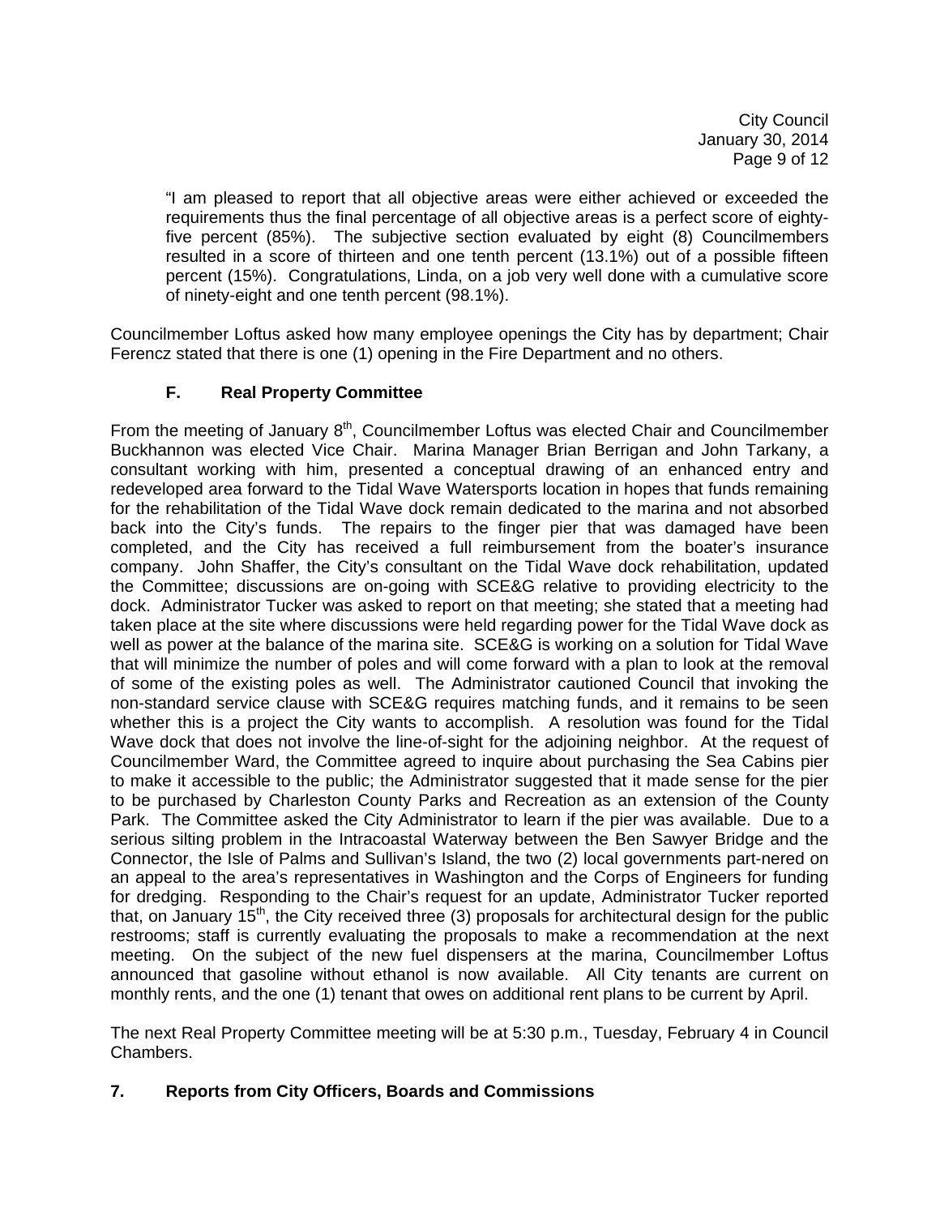"I am pleased to report that all objective areas were either achieved or exceeded the requirements thus the final percentage of all objective areas is a perfect score of eighty-five percent (85%). The subjective section evaluated by eight (8) Councilmembers resulted in a score of thirteen and one tenth percent (13.1%) out of a possible fifteen percent (15%). Congratulations, Linda, on a job very well done with a cumulative score of ninety-eight and one tenth percent (98.1%).

Councilmember Loftus asked how many employee openings the City has by department; Chair Ferencz stated that there is one (1) opening in the Fire Department and no others.

### F. Real Property Committee

From the meeting of January 8th, Councilmember Loftus was elected Chair and Councilmember Buckhannon was elected Vice Chair. Marina Manager Brian Berrigan and John Tarkany, a consultant working with him, presented a conceptual drawing of an enhanced entry and redeveloped area forward to the Tidal Wave Watersports location in hopes that funds remaining for the rehabilitation of the Tidal Wave dock remain dedicated to the marina and not absorbed back into the City's funds. The repairs to the finger pier that was damaged have been completed, and the City has received a full reimbursement from the boater's insurance company. John Shaffer, the City's consultant on the Tidal Wave dock rehabilitation, updated the Committee; discussions are on-going with SCE&G relative to providing electricity to the dock. Administrator Tucker was asked to report on that meeting; she stated that a meeting had taken place at the site where discussions were held regarding power for the Tidal Wave dock as well as power at the balance of the marina site. SCE&G is working on a solution for Tidal Wave that will minimize the number of poles and will come forward with a plan to look at the removal of some of the existing poles as well. The Administrator cautioned Council that invoking the non-standard service clause with SCE&G requires matching funds, and it remains to be seen whether this is a project the City wants to accomplish. A resolution was found for the Tidal Wave dock that does not involve the line-of-sight for the adjoining neighbor. At the request of Councilmember Ward, the Committee agreed to inquire about purchasing the Sea Cabins pier to make it accessible to the public; the Administrator suggested that it made sense for the pier to be purchased by Charleston County Parks and Recreation as an extension of the County Park. The Committee asked the City Administrator to learn if the pier was available. Due to a serious silting problem in the Intracoastal Waterway between the Ben Sawyer Bridge and the Connector, the Isle of Palms and Sullivan's Island, the two (2) local governments part-nered on an appeal to the area's representatives in Washington and the Corps of Engineers for funding for dredging. Responding to the Chair's request for an update, Administrator Tucker reported that, on January 15th, the City received three (3) proposals for architectural design for the public restrooms; staff is currently evaluating the proposals to make a recommendation at the next meeting. On the subject of the new fuel dispensers at the marina, Councilmember Loftus announced that gasoline without ethanol is now available. All City tenants are current on monthly rents, and the one (1) tenant that owes on additional rent plans to be current by April.

The next Real Property Committee meeting will be at 5:30 p.m., Tuesday, February 4 in Council Chambers.

## 7. Reports from City Officers, Boards and Commissions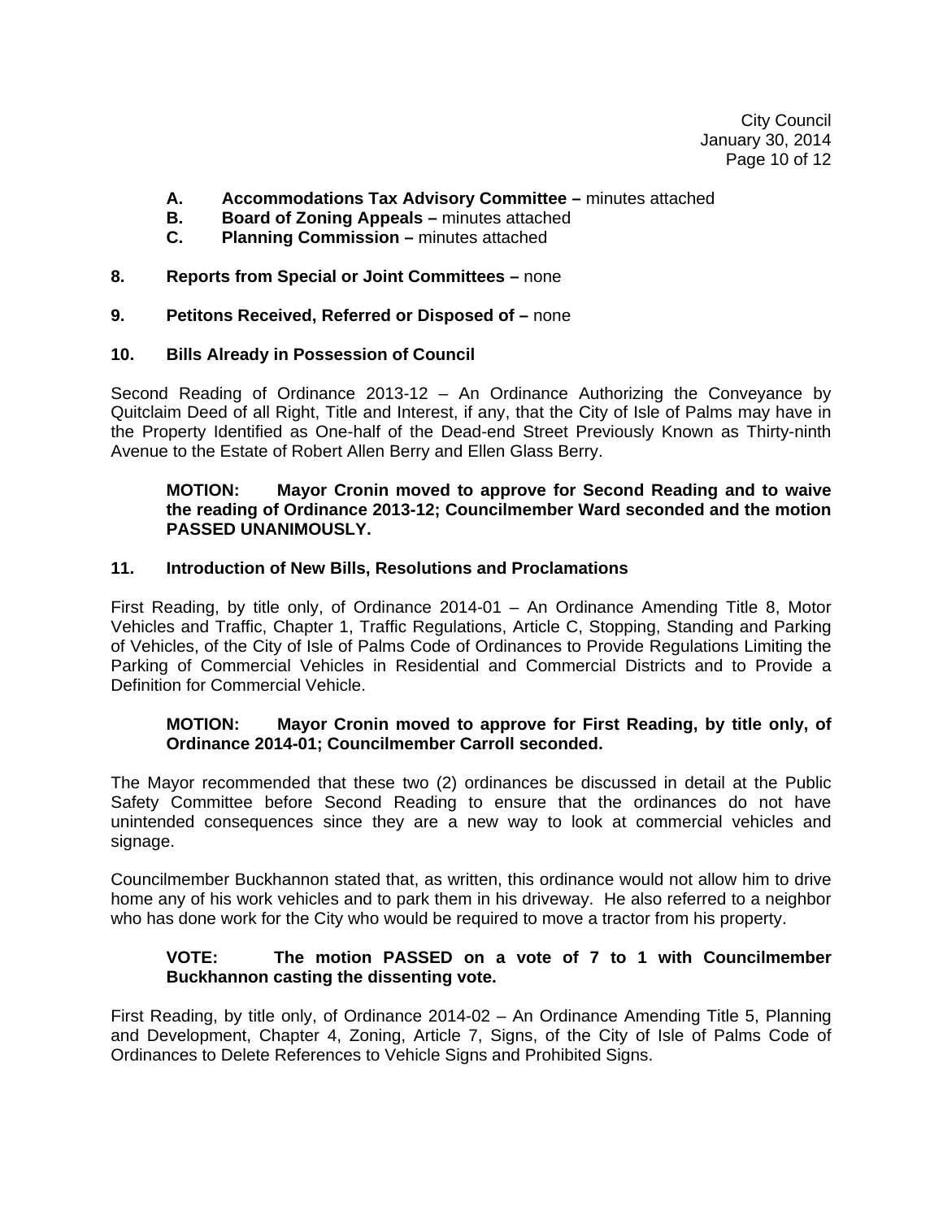**A. Accommodations Tax Advisory Committee –** minutes attached
**B. Board of Zoning Appeals –** minutes attached
**C. Planning Commission –** minutes attached

**8. Reports from Special or Joint Committees –** none

**9. Petitons Received, Referred or Disposed of –** none

**10. Bills Already in Possession of Council**

Second Reading of Ordinance 2013-12 – An Ordinance Authorizing the Conveyance by Quitclaim Deed of all Right, Title and Interest, if any, that the City of Isle of Palms may have in the Property Identified as One-half of the Dead-end Street Previously Known as Thirty-ninth Avenue to the Estate of Robert Allen Berry and Ellen Glass Berry.

**MOTION: Mayor Cronin moved to approve for Second Reading and to waive the reading of Ordinance 2013-12; Councilmember Ward seconded and the motion PASSED UNANIMOUSLY.**

**11. Introduction of New Bills, Resolutions and Proclamations**

First Reading, by title only, of Ordinance 2014-01 – An Ordinance Amending Title 8, Motor Vehicles and Traffic, Chapter 1, Traffic Regulations, Article C, Stopping, Standing and Parking of Vehicles, of the City of Isle of Palms Code of Ordinances to Provide Regulations Limiting the Parking of Commercial Vehicles in Residential and Commercial Districts and to Provide a Definition for Commercial Vehicle.

**MOTION: Mayor Cronin moved to approve for First Reading, by title only, of Ordinance 2014-01; Councilmember Carroll seconded.**

The Mayor recommended that these two (2) ordinances be discussed in detail at the Public Safety Committee before Second Reading to ensure that the ordinances do not have unintended consequences since they are a new way to look at commercial vehicles and signage.

Councilmember Buckhannon stated that, as written, this ordinance would not allow him to drive home any of his work vehicles and to park them in his driveway. He also referred to a neighbor who has done work for the City who would be required to move a tractor from his property.

**VOTE: The motion PASSED on a vote of 7 to 1 with Councilmember Buckhannon casting the dissenting vote.**

First Reading, by title only, of Ordinance 2014-02 – An Ordinance Amending Title 5, Planning and Development, Chapter 4, Zoning, Article 7, Signs, of the City of Isle of Palms Code of Ordinances to Delete References to Vehicle Signs and Prohibited Signs.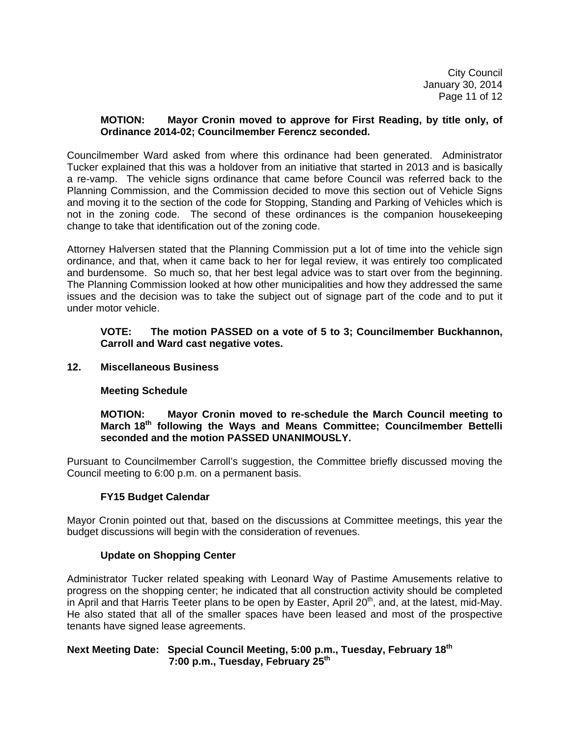**MOTION: Mayor Cronin moved to approve for First Reading, by title only, of Ordinance 2014-02; Councilmember Ferencz seconded.**

Councilmember Ward asked from where this ordinance had been generated. Administrator Tucker explained that this was a holdover from an initiative that started in 2013 and is basically a re-vamp. The vehicle signs ordinance that came before Council was referred back to the Planning Commission, and the Commission decided to move this section out of Vehicle Signs and moving it to the section of the code for Stopping, Standing and Parking of Vehicles which is not in the zoning code. The second of these ordinances is the companion housekeeping change to take that identification out of the zoning code.

Attorney Halversen stated that the Planning Commission put a lot of time into the vehicle sign ordinance, and that, when it came back to her for legal review, it was entirely too complicated and burdensome. So much so, that her best legal advice was to start over from the beginning. The Planning Commission looked at how other municipalities and how they addressed the same issues and the decision was to take the subject out of signage part of the code and to put it under motor vehicle.

**VOTE: The motion PASSED on a vote of 5 to 3; Councilmember Buckhannon, Carroll and Ward cast negative votes.**

## 12. Miscellaneous Business

### Meeting Schedule

**MOTION: Mayor Cronin moved to re-schedule the March Council meeting to March 18th following the Ways and Means Committee; Councilmember Bettelli seconded and the motion PASSED UNANIMOUSLY.**

Pursuant to Councilmember Carroll's suggestion, the Committee briefly discussed moving the Council meeting to 6:00 p.m. on a permanent basis.

### FY15 Budget Calendar

Mayor Cronin pointed out that, based on the discussions at Committee meetings, this year the budget discussions will begin with the consideration of revenues.

### Update on Shopping Center

Administrator Tucker related speaking with Leonard Way of Pastime Amusements relative to progress on the shopping center; he indicated that all construction activity should be completed in April and that Harris Teeter plans to be open by Easter, April 20th, and, at the latest, mid-May. He also stated that all of the smaller spaces have been leased and most of the prospective tenants have signed lease agreements.

**Next Meeting Date: Special Council Meeting, 5:00 p.m., Tuesday, February 18th**
**7:00 p.m., Tuesday, February 25th**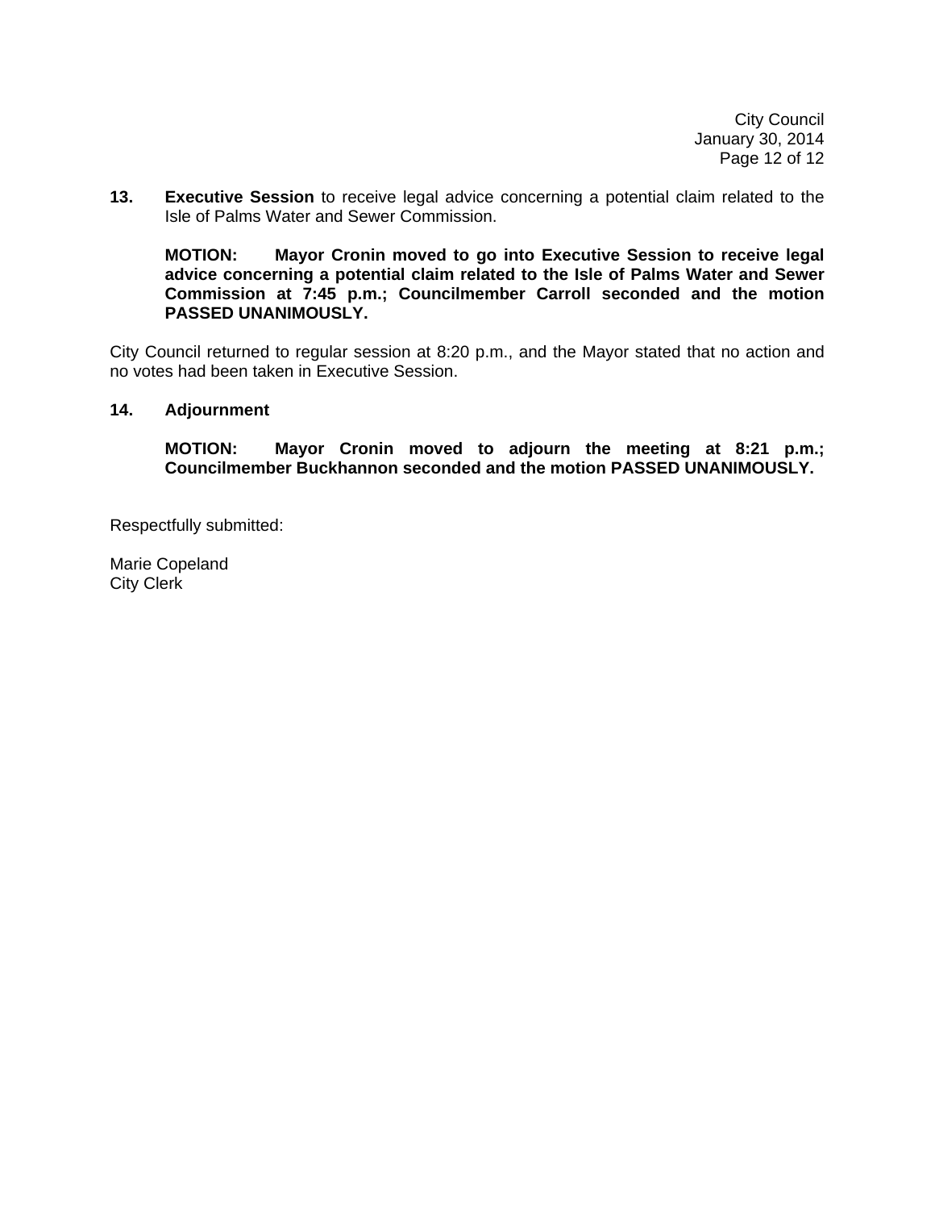**13. Executive Session** to receive legal advice concerning a potential claim related to the Isle of Palms Water and Sewer Commission.

**MOTION: Mayor Cronin moved to go into Executive Session to receive legal advice concerning a potential claim related to the Isle of Palms Water and Sewer Commission at 7:45 p.m.; Councilmember Carroll seconded and the motion PASSED UNANIMOUSLY.**

City Council returned to regular session at 8:20 p.m., and the Mayor stated that no action and no votes had been taken in Executive Session.

**14. Adjournment**

**MOTION: Mayor Cronin moved to adjourn the meeting at 8:21 p.m.; Councilmember Buckhannon seconded and the motion PASSED UNANIMOUSLY.**

Respectfully submitted:

Marie Copeland
City Clerk